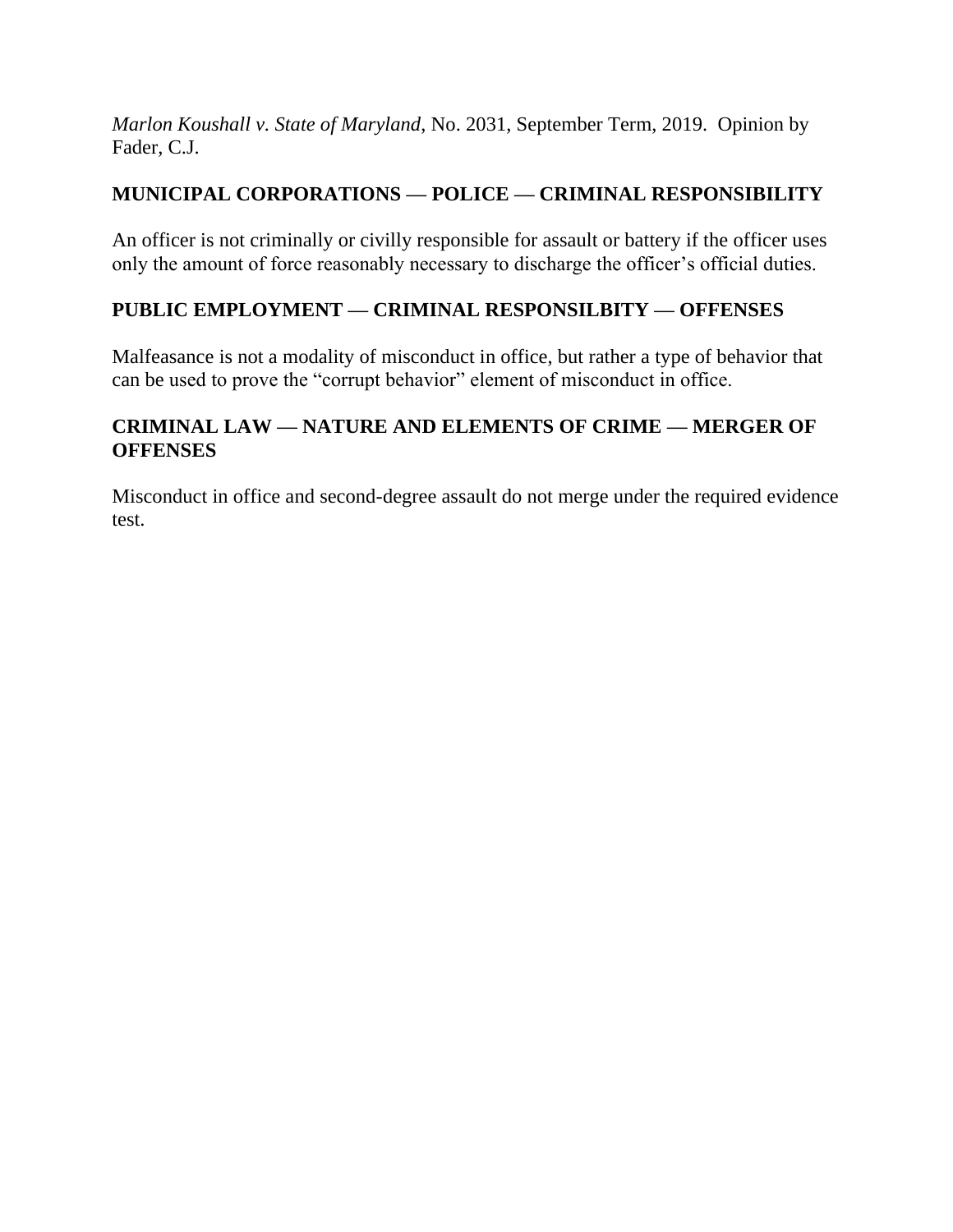*Marlon Koushall v. State of Maryland*, No. 2031, September Term, 2019. Opinion by Fader, C.J.

**MUNICIPAL CORPORATIONS — POLICE — CRIMINAL RESPONSIBILITY**

An officer is not criminally or civilly responsible for assault or battery if the officer uses only the amount of force reasonably necessary to discharge the officer's official duties.

**PUBLIC EMPLOYMENT — CRIMINAL RESPONSILBITY — OFFENSES**

Malfeasance is not a modality of misconduct in office, but rather a type of behavior that can be used to prove the "corrupt behavior" element of misconduct in office.

**CRIMINAL LAW — NATURE AND ELEMENTS OF CRIME — MERGER OF OFFENSES**

Misconduct in office and second-degree assault do not merge under the required evidence test.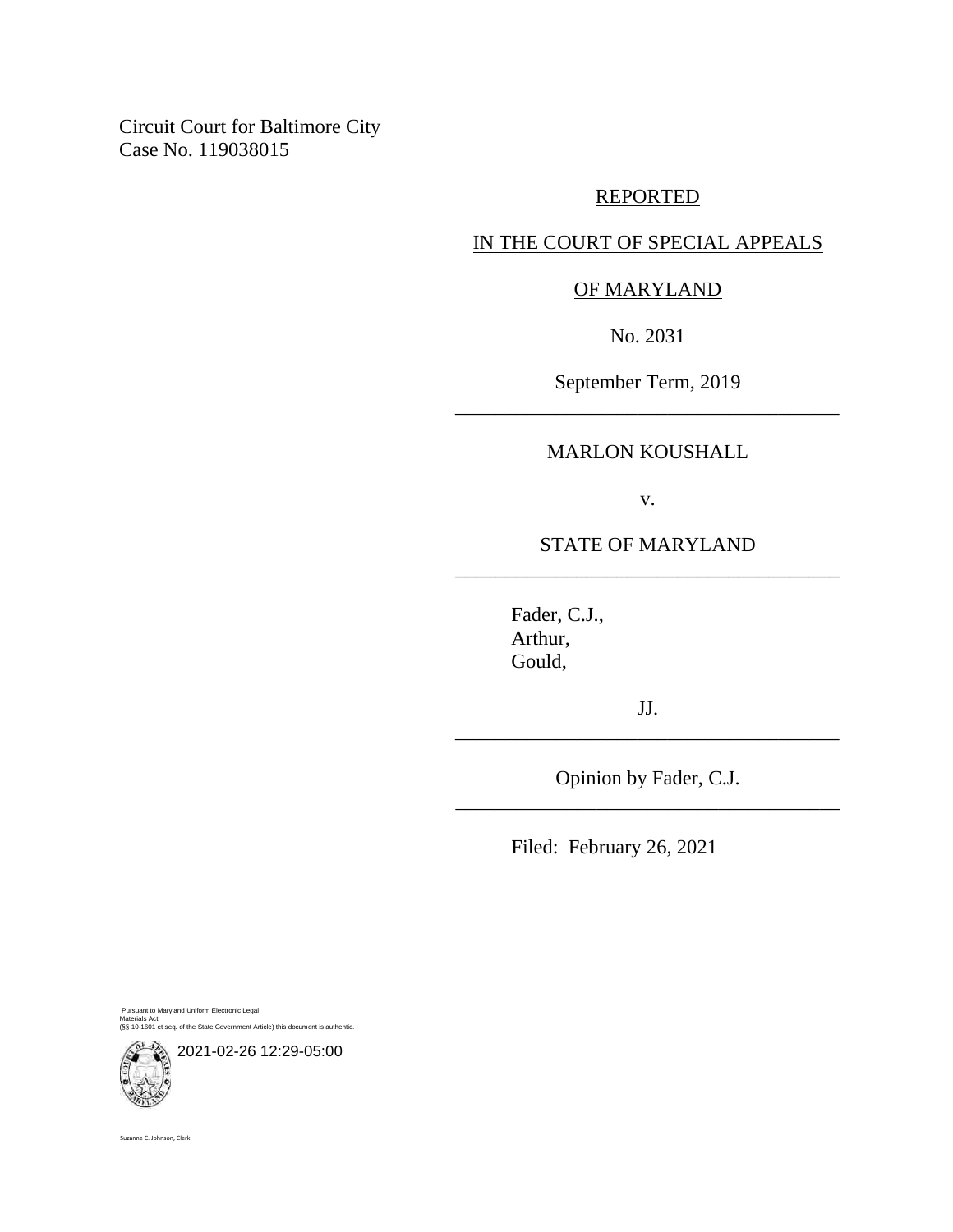Circuit Court for Baltimore City
Case No. 119038015

REPORTED

IN THE COURT OF SPECIAL APPEALS

OF MARYLAND

No. 2031

September Term, 2019

---

MARLON KOUSHALL

v.

STATE OF MARYLAND

---

Fader, C.J.,
Arthur,
Gould,

JJ.

---

Opinion by Fader, C.J.

---

Filed: February 26, 2021

Pursuant to Maryland Uniform Electronic Legal Materials Act
(§§ 10-1601 et seq. of the State Government Article) this document is authentic.

2021-02-26 12:29-05:00

Suzanne C. Johnson, Clerk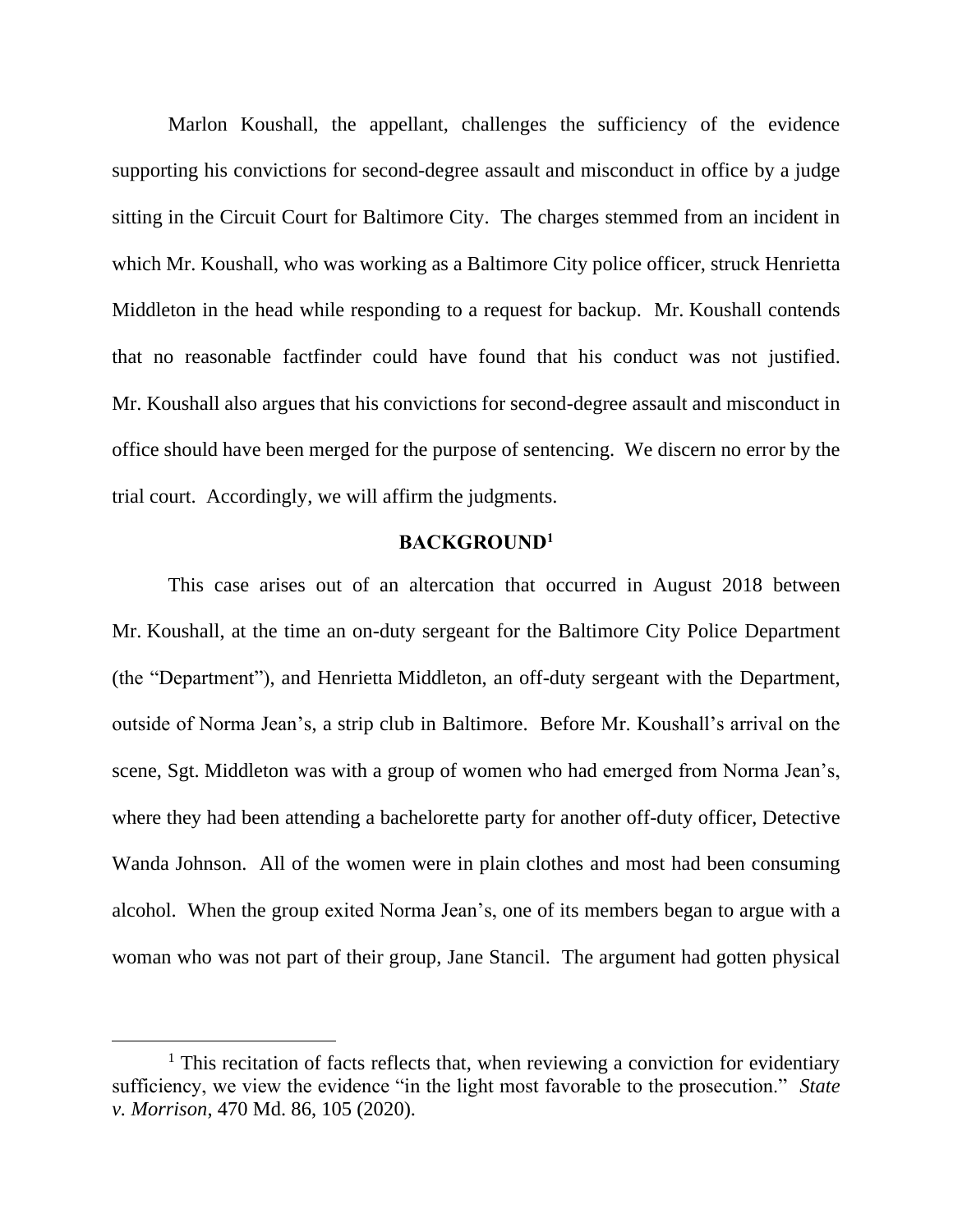Marlon Koushall, the appellant, challenges the sufficiency of the evidence supporting his convictions for second-degree assault and misconduct in office by a judge sitting in the Circuit Court for Baltimore City. The charges stemmed from an incident in which Mr. Koushall, who was working as a Baltimore City police officer, struck Henrietta Middleton in the head while responding to a request for backup. Mr. Koushall contends that no reasonable factfinder could have found that his conduct was not justified. Mr. Koushall also argues that his convictions for second-degree assault and misconduct in office should have been merged for the purpose of sentencing. We discern no error by the trial court. Accordingly, we will affirm the judgments.

## BACKGROUND[1]

This case arises out of an altercation that occurred in August 2018 between Mr. Koushall, at the time an on-duty sergeant for the Baltimore City Police Department (the "Department"), and Henrietta Middleton, an off-duty sergeant with the Department, outside of Norma Jean's, a strip club in Baltimore. Before Mr. Koushall's arrival on the scene, Sgt. Middleton was with a group of women who had emerged from Norma Jean's, where they had been attending a bachelorette party for another off-duty officer, Detective Wanda Johnson. All of the women were in plain clothes and most had been consuming alcohol. When the group exited Norma Jean's, one of its members began to argue with a woman who was not part of their group, Jane Stancil. The argument had gotten physical

[1] This recitation of facts reflects that, when reviewing a conviction for evidentiary sufficiency, we view the evidence "in the light most favorable to the prosecution." *State v. Morrison*, 470 Md. 86, 105 (2020).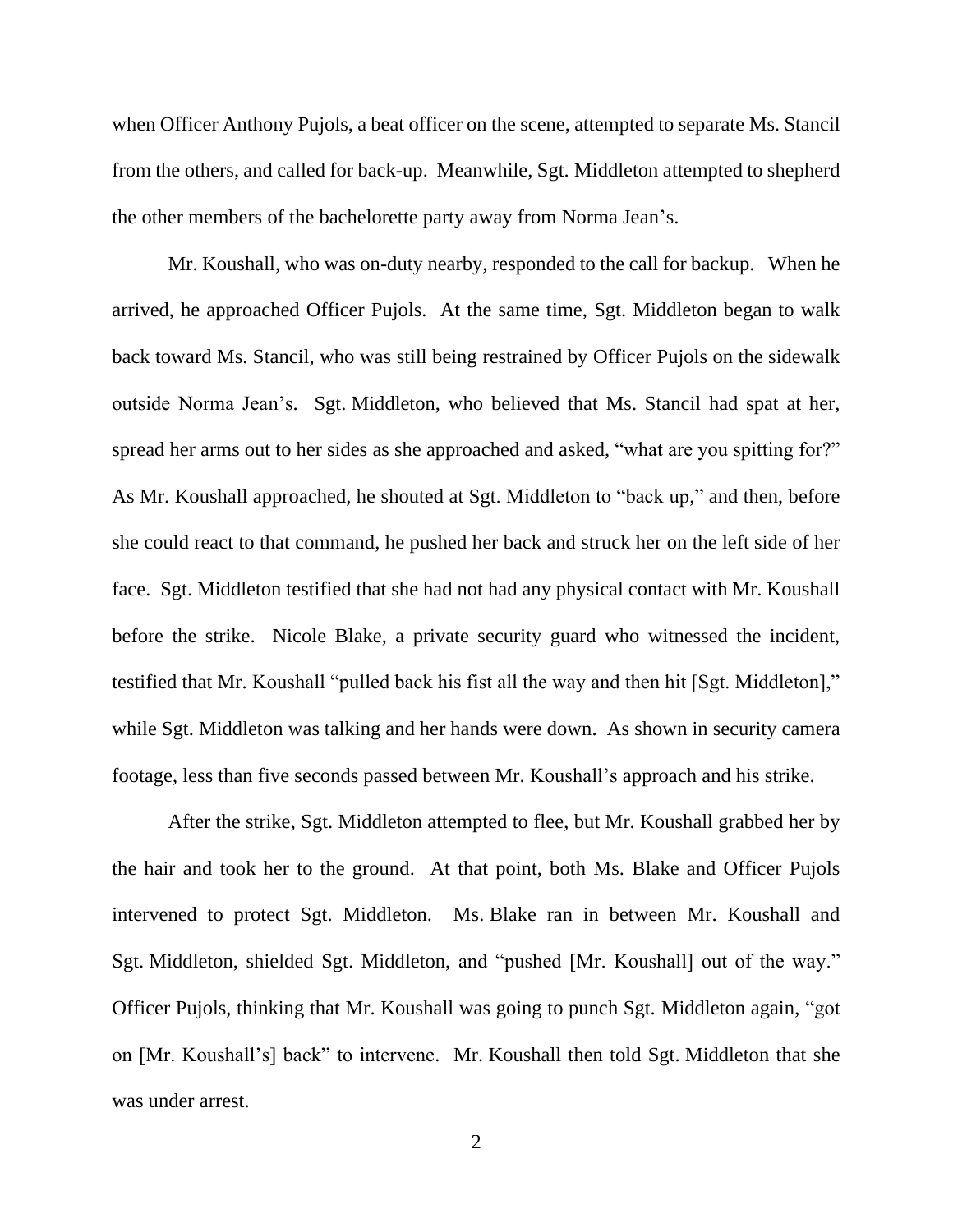when Officer Anthony Pujols, a beat officer on the scene, attempted to separate Ms. Stancil from the others, and called for back-up. Meanwhile, Sgt. Middleton attempted to shepherd the other members of the bachelorette party away from Norma Jean's.

Mr. Koushall, who was on-duty nearby, responded to the call for backup. When he arrived, he approached Officer Pujols. At the same time, Sgt. Middleton began to walk back toward Ms. Stancil, who was still being restrained by Officer Pujols on the sidewalk outside Norma Jean's. Sgt. Middleton, who believed that Ms. Stancil had spat at her, spread her arms out to her sides as she approached and asked, "what are you spitting for?" As Mr. Koushall approached, he shouted at Sgt. Middleton to "back up," and then, before she could react to that command, he pushed her back and struck her on the left side of her face. Sgt. Middleton testified that she had not had any physical contact with Mr. Koushall before the strike. Nicole Blake, a private security guard who witnessed the incident, testified that Mr. Koushall "pulled back his fist all the way and then hit [Sgt. Middleton]," while Sgt. Middleton was talking and her hands were down. As shown in security camera footage, less than five seconds passed between Mr. Koushall's approach and his strike.

After the strike, Sgt. Middleton attempted to flee, but Mr. Koushall grabbed her by the hair and took her to the ground. At that point, both Ms. Blake and Officer Pujols intervened to protect Sgt. Middleton. Ms. Blake ran in between Mr. Koushall and Sgt. Middleton, shielded Sgt. Middleton, and "pushed [Mr. Koushall] out of the way." Officer Pujols, thinking that Mr. Koushall was going to punch Sgt. Middleton again, "got on [Mr. Koushall's] back" to intervene. Mr. Koushall then told Sgt. Middleton that she was under arrest.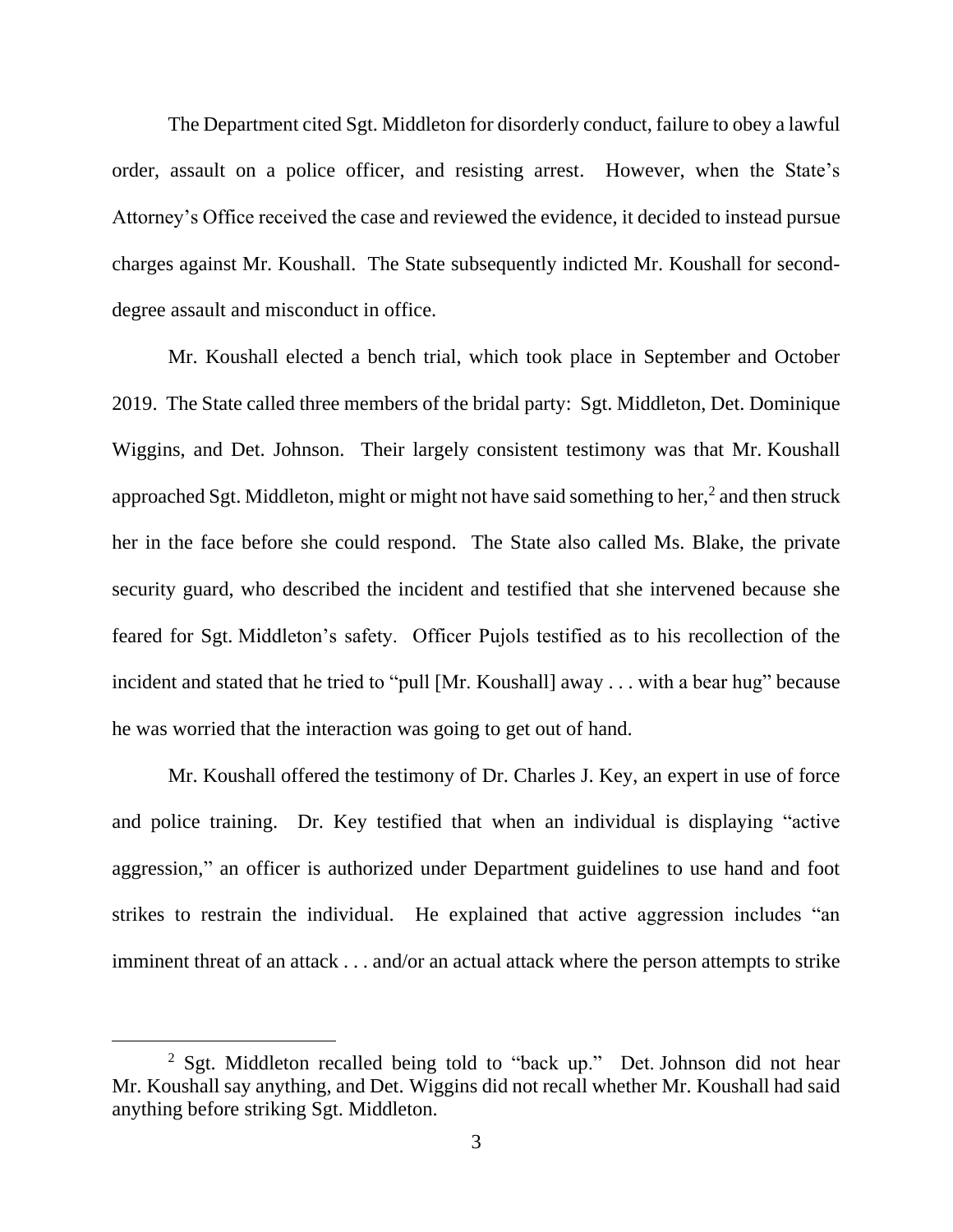The Department cited Sgt. Middleton for disorderly conduct, failure to obey a lawful order, assault on a police officer, and resisting arrest. However, when the State's Attorney's Office received the case and reviewed the evidence, it decided to instead pursue charges against Mr. Koushall. The State subsequently indicted Mr. Koushall for second-degree assault and misconduct in office.

Mr. Koushall elected a bench trial, which took place in September and October 2019. The State called three members of the bridal party: Sgt. Middleton, Det. Dominique Wiggins, and Det. Johnson. Their largely consistent testimony was that Mr. Koushall approached Sgt. Middleton, might or might not have said something to her,[2] and then struck her in the face before she could respond. The State also called Ms. Blake, the private security guard, who described the incident and testified that she intervened because she feared for Sgt. Middleton's safety. Officer Pujols testified as to his recollection of the incident and stated that he tried to "pull [Mr. Koushall] away . . . with a bear hug" because he was worried that the interaction was going to get out of hand.

Mr. Koushall offered the testimony of Dr. Charles J. Key, an expert in use of force and police training. Dr. Key testified that when an individual is displaying "active aggression," an officer is authorized under Department guidelines to use hand and foot strikes to restrain the individual. He explained that active aggression includes "an imminent threat of an attack . . . and/or an actual attack where the person attempts to strike

[2] Sgt. Middleton recalled being told to "back up." Det. Johnson did not hear Mr. Koushall say anything, and Det. Wiggins did not recall whether Mr. Koushall had said anything before striking Sgt. Middleton.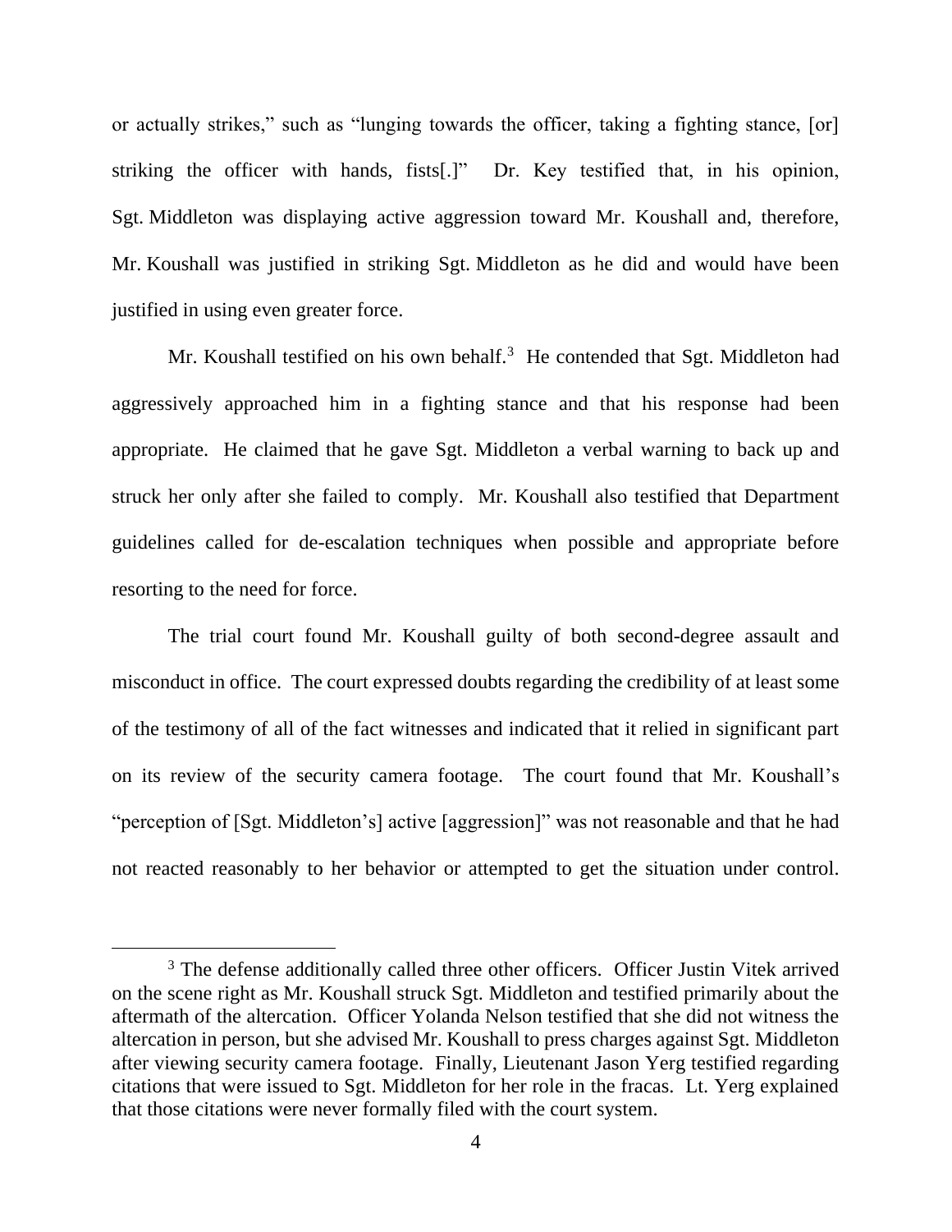or actually strikes," such as "lunging towards the officer, taking a fighting stance, [or] striking the officer with hands, fists[.]" Dr. Key testified that, in his opinion, Sgt. Middleton was displaying active aggression toward Mr. Koushall and, therefore, Mr. Koushall was justified in striking Sgt. Middleton as he did and would have been justified in using even greater force.

Mr. Koushall testified on his own behalf.[3] He contended that Sgt. Middleton had aggressively approached him in a fighting stance and that his response had been appropriate. He claimed that he gave Sgt. Middleton a verbal warning to back up and struck her only after she failed to comply. Mr. Koushall also testified that Department guidelines called for de-escalation techniques when possible and appropriate before resorting to the need for force.

The trial court found Mr. Koushall guilty of both second-degree assault and misconduct in office. The court expressed doubts regarding the credibility of at least some of the testimony of all of the fact witnesses and indicated that it relied in significant part on its review of the security camera footage. The court found that Mr. Koushall's "perception of [Sgt. Middleton's] active [aggression]" was not reasonable and that he had not reacted reasonably to her behavior or attempted to get the situation under control.

---

[3] The defense additionally called three other officers. Officer Justin Vitek arrived on the scene right as Mr. Koushall struck Sgt. Middleton and testified primarily about the aftermath of the altercation. Officer Yolanda Nelson testified that she did not witness the altercation in person, but she advised Mr. Koushall to press charges against Sgt. Middleton after viewing security camera footage. Finally, Lieutenant Jason Yerg testified regarding citations that were issued to Sgt. Middleton for her role in the fracas. Lt. Yerg explained that those citations were never formally filed with the court system.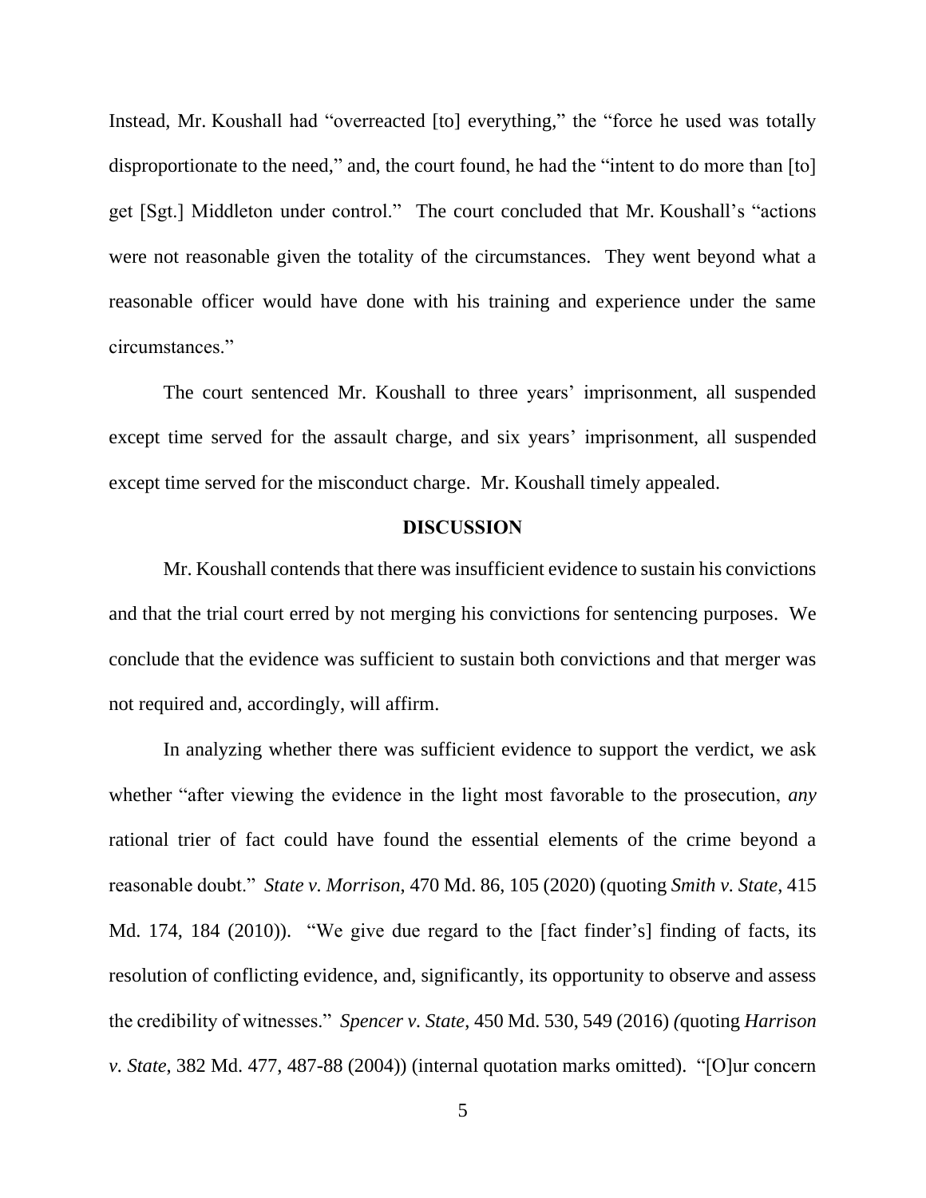Instead, Mr. Koushall had "overreacted [to] everything," the "force he used was totally disproportionate to the need," and, the court found, he had the "intent to do more than [to] get [Sgt.] Middleton under control." The court concluded that Mr. Koushall's "actions were not reasonable given the totality of the circumstances. They went beyond what a reasonable officer would have done with his training and experience under the same circumstances."

The court sentenced Mr. Koushall to three years' imprisonment, all suspended except time served for the assault charge, and six years' imprisonment, all suspended except time served for the misconduct charge. Mr. Koushall timely appealed.

**DISCUSSION**

Mr. Koushall contends that there was insufficient evidence to sustain his convictions and that the trial court erred by not merging his convictions for sentencing purposes. We conclude that the evidence was sufficient to sustain both convictions and that merger was not required and, accordingly, will affirm.

In analyzing whether there was sufficient evidence to support the verdict, we ask whether "after viewing the evidence in the light most favorable to the prosecution, *any* rational trier of fact could have found the essential elements of the crime beyond a reasonable doubt." *State v. Morrison*, 470 Md. 86, 105 (2020) (quoting *Smith v. State*, 415 Md. 174, 184 (2010)). "We give due regard to the [fact finder's] finding of facts, its resolution of conflicting evidence, and, significantly, its opportunity to observe and assess the credibility of witnesses." *Spencer v. State*, 450 Md. 530, 549 (2016) (quoting *Harrison v. State*, 382 Md. 477, 487-88 (2004)) (internal quotation marks omitted). "[O]ur concern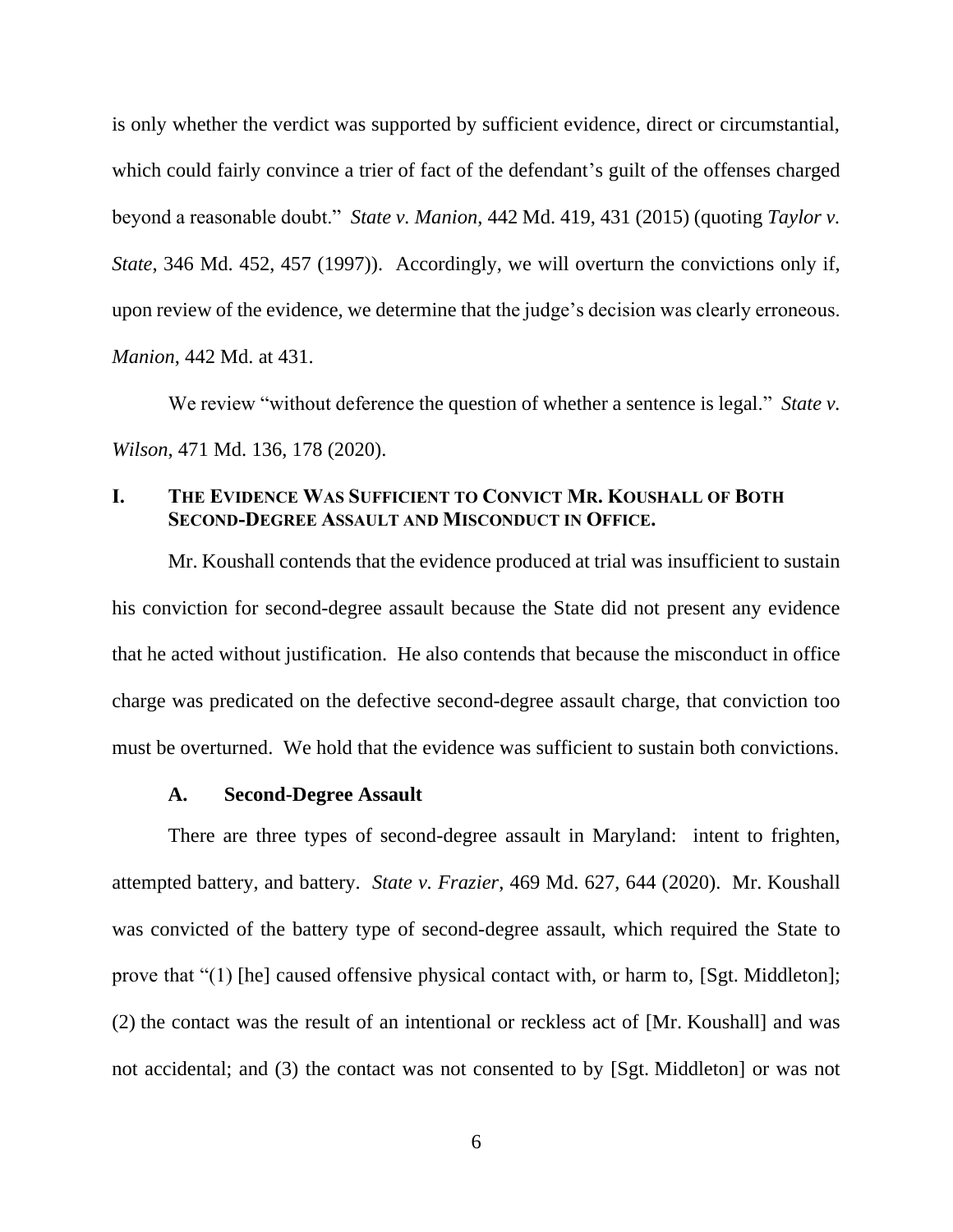is only whether the verdict was supported by sufficient evidence, direct or circumstantial, which could fairly convince a trier of fact of the defendant's guilt of the offenses charged beyond a reasonable doubt." *State v. Manion*, 442 Md. 419, 431 (2015) (quoting *Taylor v. State*, 346 Md. 452, 457 (1997)). Accordingly, we will overturn the convictions only if, upon review of the evidence, we determine that the judge's decision was clearly erroneous. *Manion*, 442 Md. at 431.

We review "without deference the question of whether a sentence is legal." *State v. Wilson,* 471 Md. 136, 178 (2020).

## I. The Evidence Was Sufficient to Convict Mr. Koushall of Both Second-Degree Assault and Misconduct in Office.

Mr. Koushall contends that the evidence produced at trial was insufficient to sustain his conviction for second-degree assault because the State did not present any evidence that he acted without justification. He also contends that because the misconduct in office charge was predicated on the defective second-degree assault charge, that conviction too must be overturned. We hold that the evidence was sufficient to sustain both convictions.

### A. Second-Degree Assault

There are three types of second-degree assault in Maryland: intent to frighten, attempted battery, and battery. *State v. Frazier*, 469 Md. 627, 644 (2020). Mr. Koushall was convicted of the battery type of second-degree assault, which required the State to prove that "(1) [he] caused offensive physical contact with, or harm to, [Sgt. Middleton]; (2) the contact was the result of an intentional or reckless act of [Mr. Koushall] and was not accidental; and (3) the contact was not consented to by [Sgt. Middleton] or was not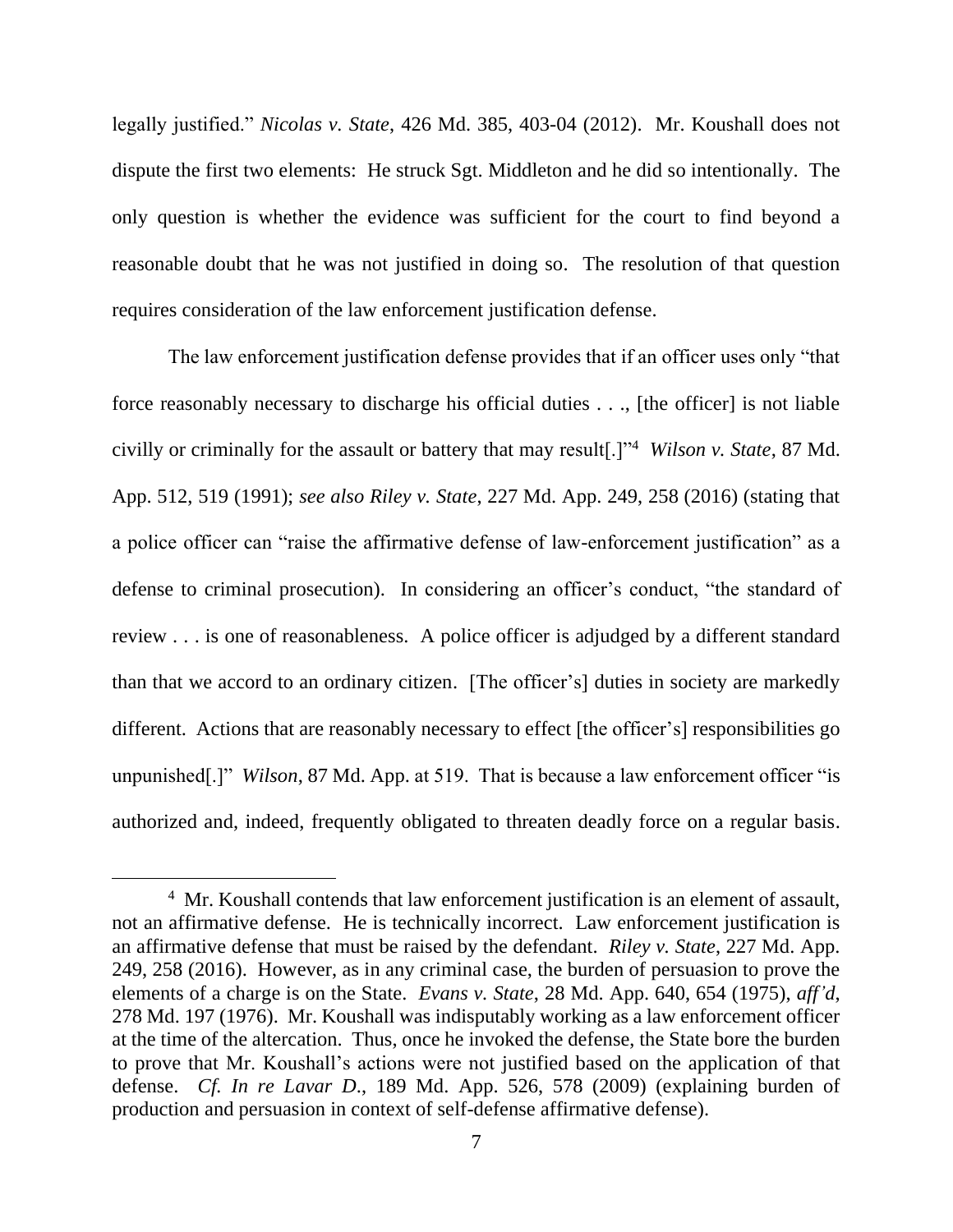legally justified." *Nicolas v. State*, 426 Md. 385, 403-04 (2012). Mr. Koushall does not dispute the first two elements: He struck Sgt. Middleton and he did so intentionally. The only question is whether the evidence was sufficient for the court to find beyond a reasonable doubt that he was not justified in doing so. The resolution of that question requires consideration of the law enforcement justification defense.

The law enforcement justification defense provides that if an officer uses only "that force reasonably necessary to discharge his official duties . . ., [the officer] is not liable civilly or criminally for the assault or battery that may result[.]"[4] *Wilson v. State*, 87 Md. App. 512, 519 (1991); *see also Riley v. State*, 227 Md. App. 249, 258 (2016) (stating that a police officer can "raise the affirmative defense of law-enforcement justification" as a defense to criminal prosecution). In considering an officer's conduct, "the standard of review . . . is one of reasonableness. A police officer is adjudged by a different standard than that we accord to an ordinary citizen. [The officer's] duties in society are markedly different. Actions that are reasonably necessary to effect [the officer's] responsibilities go unpunished[.]" *Wilson*, 87 Md. App. at 519. That is because a law enforcement officer "is authorized and, indeed, frequently obligated to threaten deadly force on a regular basis.

[4] Mr. Koushall contends that law enforcement justification is an element of assault, not an affirmative defense. He is technically incorrect. Law enforcement justification is an affirmative defense that must be raised by the defendant. *Riley v. State*, 227 Md. App. 249, 258 (2016). However, as in any criminal case, the burden of persuasion to prove the elements of a charge is on the State. *Evans v. State*, 28 Md. App. 640, 654 (1975), *aff'd*, 278 Md. 197 (1976). Mr. Koushall was indisputably working as a law enforcement officer at the time of the altercation. Thus, once he invoked the defense, the State bore the burden to prove that Mr. Koushall's actions were not justified based on the application of that defense. *Cf. In re Lavar D.*, 189 Md. App. 526, 578 (2009) (explaining burden of production and persuasion in context of self-defense affirmative defense).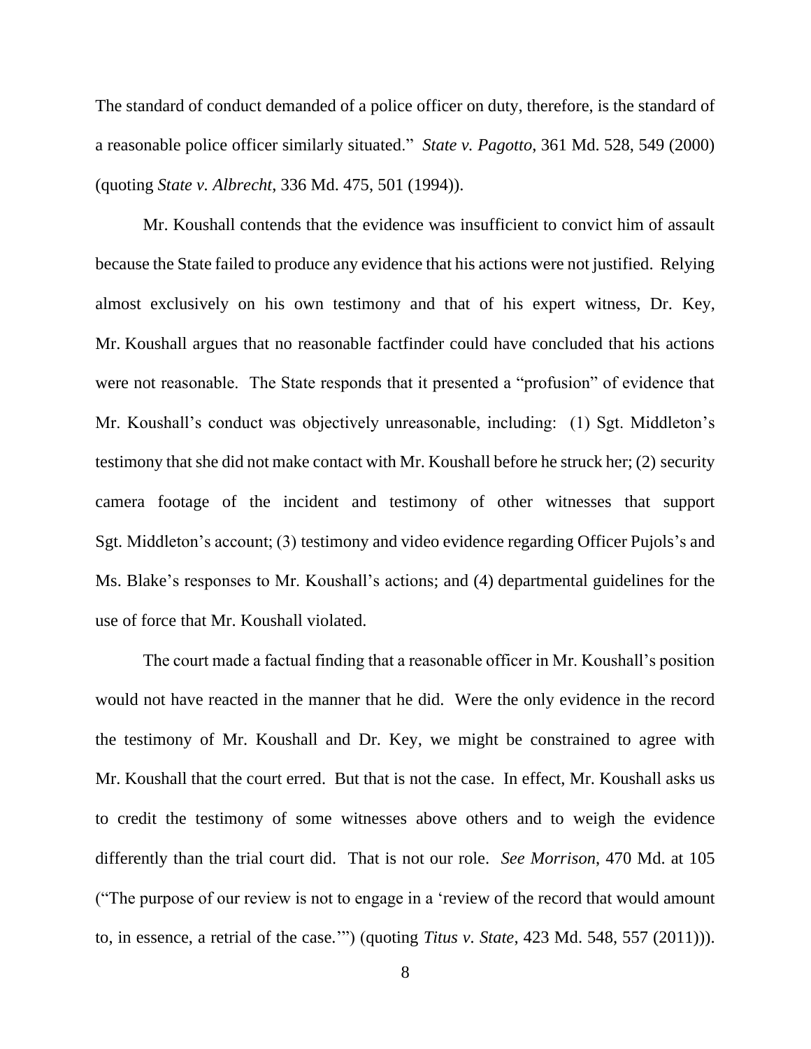The standard of conduct demanded of a police officer on duty, therefore, is the standard of a reasonable police officer similarly situated." *State v. Pagotto*, 361 Md. 528, 549 (2000) (quoting *State v. Albrecht*, 336 Md. 475, 501 (1994)).

Mr. Koushall contends that the evidence was insufficient to convict him of assault because the State failed to produce any evidence that his actions were not justified. Relying almost exclusively on his own testimony and that of his expert witness, Dr. Key, Mr. Koushall argues that no reasonable factfinder could have concluded that his actions were not reasonable. The State responds that it presented a "profusion" of evidence that Mr. Koushall's conduct was objectively unreasonable, including: (1) Sgt. Middleton's testimony that she did not make contact with Mr. Koushall before he struck her; (2) security camera footage of the incident and testimony of other witnesses that support Sgt. Middleton's account; (3) testimony and video evidence regarding Officer Pujols's and Ms. Blake's responses to Mr. Koushall's actions; and (4) departmental guidelines for the use of force that Mr. Koushall violated.

The court made a factual finding that a reasonable officer in Mr. Koushall's position would not have reacted in the manner that he did. Were the only evidence in the record the testimony of Mr. Koushall and Dr. Key, we might be constrained to agree with Mr. Koushall that the court erred. But that is not the case. In effect, Mr. Koushall asks us to credit the testimony of some witnesses above others and to weigh the evidence differently than the trial court did. That is not our role. *See Morrison*, 470 Md. at 105 ("The purpose of our review is not to engage in a 'review of the record that would amount to, in essence, a retrial of the case.'") (quoting *Titus v. State*, 423 Md. 548, 557 (2011))).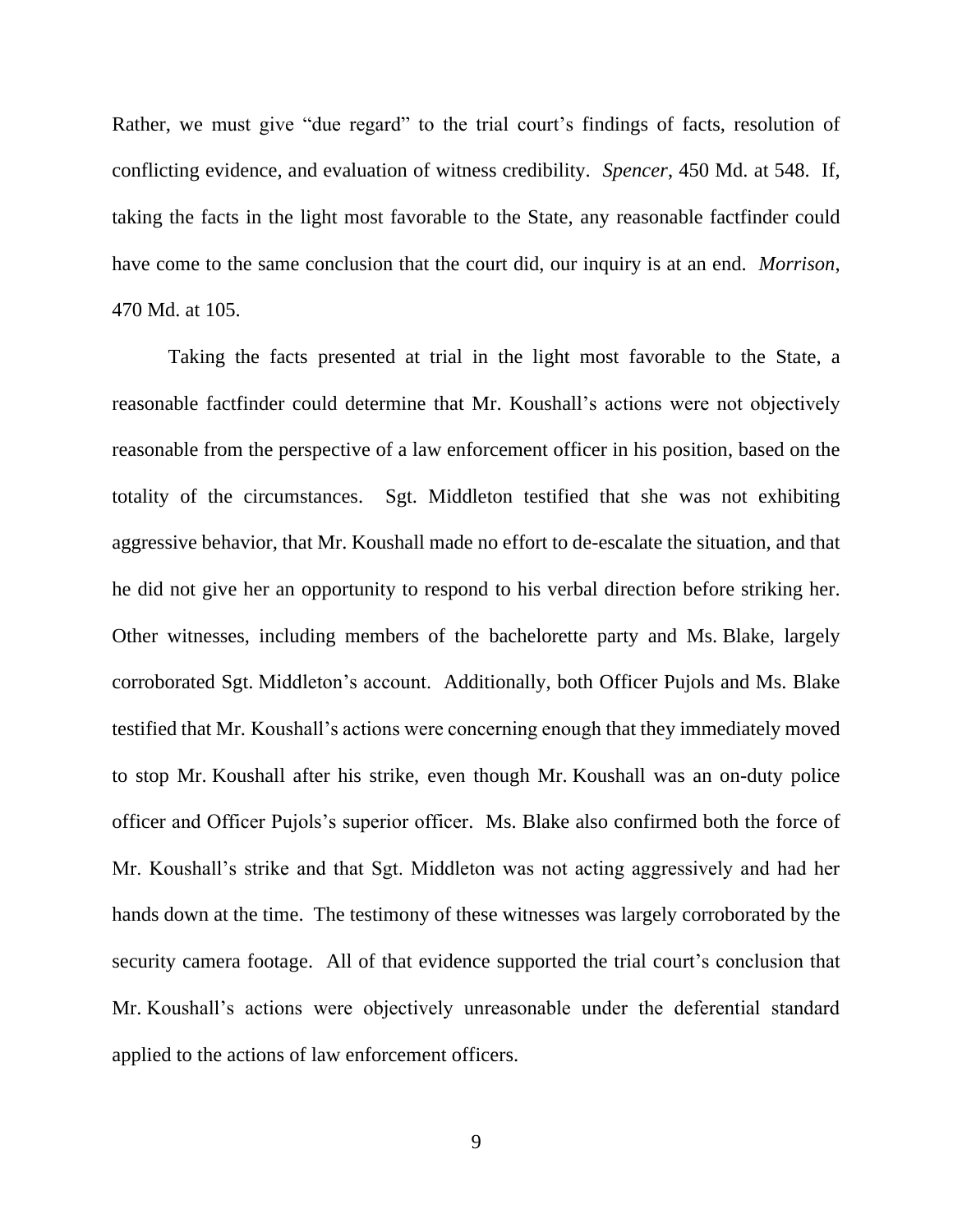Rather, we must give "due regard" to the trial court's findings of facts, resolution of conflicting evidence, and evaluation of witness credibility. *Spencer*, 450 Md. at 548. If, taking the facts in the light most favorable to the State, any reasonable factfinder could have come to the same conclusion that the court did, our inquiry is at an end. *Morrison*, 470 Md. at 105.

Taking the facts presented at trial in the light most favorable to the State, a reasonable factfinder could determine that Mr. Koushall's actions were not objectively reasonable from the perspective of a law enforcement officer in his position, based on the totality of the circumstances. Sgt. Middleton testified that she was not exhibiting aggressive behavior, that Mr. Koushall made no effort to de-escalate the situation, and that he did not give her an opportunity to respond to his verbal direction before striking her. Other witnesses, including members of the bachelorette party and Ms. Blake, largely corroborated Sgt. Middleton's account. Additionally, both Officer Pujols and Ms. Blake testified that Mr. Koushall's actions were concerning enough that they immediately moved to stop Mr. Koushall after his strike, even though Mr. Koushall was an on-duty police officer and Officer Pujols's superior officer. Ms. Blake also confirmed both the force of Mr. Koushall's strike and that Sgt. Middleton was not acting aggressively and had her hands down at the time. The testimony of these witnesses was largely corroborated by the security camera footage. All of that evidence supported the trial court's conclusion that Mr. Koushall's actions were objectively unreasonable under the deferential standard applied to the actions of law enforcement officers.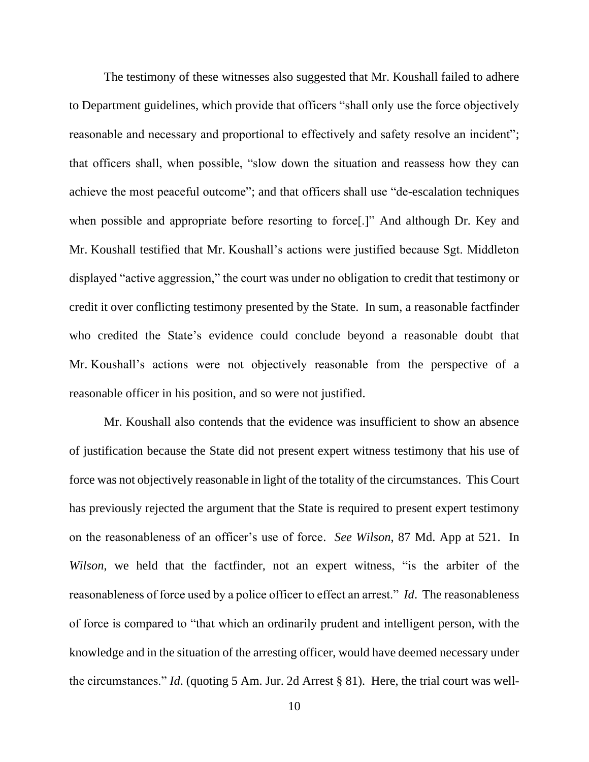The testimony of these witnesses also suggested that Mr. Koushall failed to adhere to Department guidelines, which provide that officers "shall only use the force objectively reasonable and necessary and proportional to effectively and safety resolve an incident"; that officers shall, when possible, "slow down the situation and reassess how they can achieve the most peaceful outcome"; and that officers shall use "de-escalation techniques when possible and appropriate before resorting to force[.]" And although Dr. Key and Mr. Koushall testified that Mr. Koushall's actions were justified because Sgt. Middleton displayed "active aggression," the court was under no obligation to credit that testimony or credit it over conflicting testimony presented by the State. In sum, a reasonable factfinder who credited the State's evidence could conclude beyond a reasonable doubt that Mr. Koushall's actions were not objectively reasonable from the perspective of a reasonable officer in his position, and so were not justified.

Mr. Koushall also contends that the evidence was insufficient to show an absence of justification because the State did not present expert witness testimony that his use of force was not objectively reasonable in light of the totality of the circumstances. This Court has previously rejected the argument that the State is required to present expert testimony on the reasonableness of an officer's use of force. *See Wilson*, 87 Md. App at 521. In *Wilson*, we held that the factfinder, not an expert witness, "is the arbiter of the reasonableness of force used by a police officer to effect an arrest." *Id*. The reasonableness of force is compared to "that which an ordinarily prudent and intelligent person, with the knowledge and in the situation of the arresting officer, would have deemed necessary under the circumstances." *Id*. (quoting 5 Am. Jur. 2d Arrest § 81). Here, the trial court was well-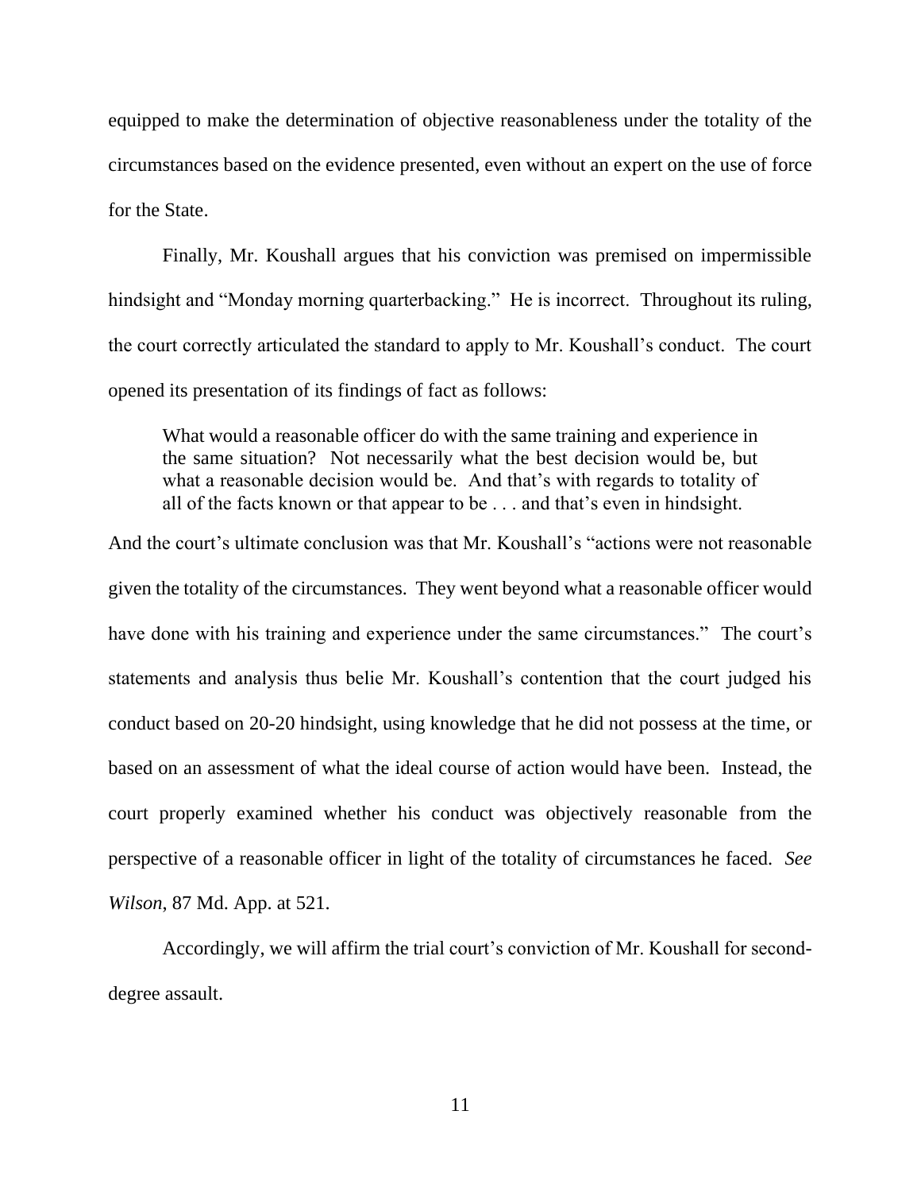equipped to make the determination of objective reasonableness under the totality of the circumstances based on the evidence presented, even without an expert on the use of force for the State.

Finally, Mr. Koushall argues that his conviction was premised on impermissible hindsight and "Monday morning quarterbacking." He is incorrect. Throughout its ruling, the court correctly articulated the standard to apply to Mr. Koushall's conduct. The court opened its presentation of its findings of fact as follows:

> What would a reasonable officer do with the same training and experience in the same situation? Not necessarily what the best decision would be, but what a reasonable decision would be. And that's with regards to totality of all of the facts known or that appear to be . . . and that's even in hindsight.

And the court's ultimate conclusion was that Mr. Koushall's "actions were not reasonable given the totality of the circumstances. They went beyond what a reasonable officer would have done with his training and experience under the same circumstances." The court's statements and analysis thus belie Mr. Koushall's contention that the court judged his conduct based on 20-20 hindsight, using knowledge that he did not possess at the time, or based on an assessment of what the ideal course of action would have been. Instead, the court properly examined whether his conduct was objectively reasonable from the perspective of a reasonable officer in light of the totality of circumstances he faced. *See Wilson*, 87 Md. App. at 521.

Accordingly, we will affirm the trial court's conviction of Mr. Koushall for second-degree assault.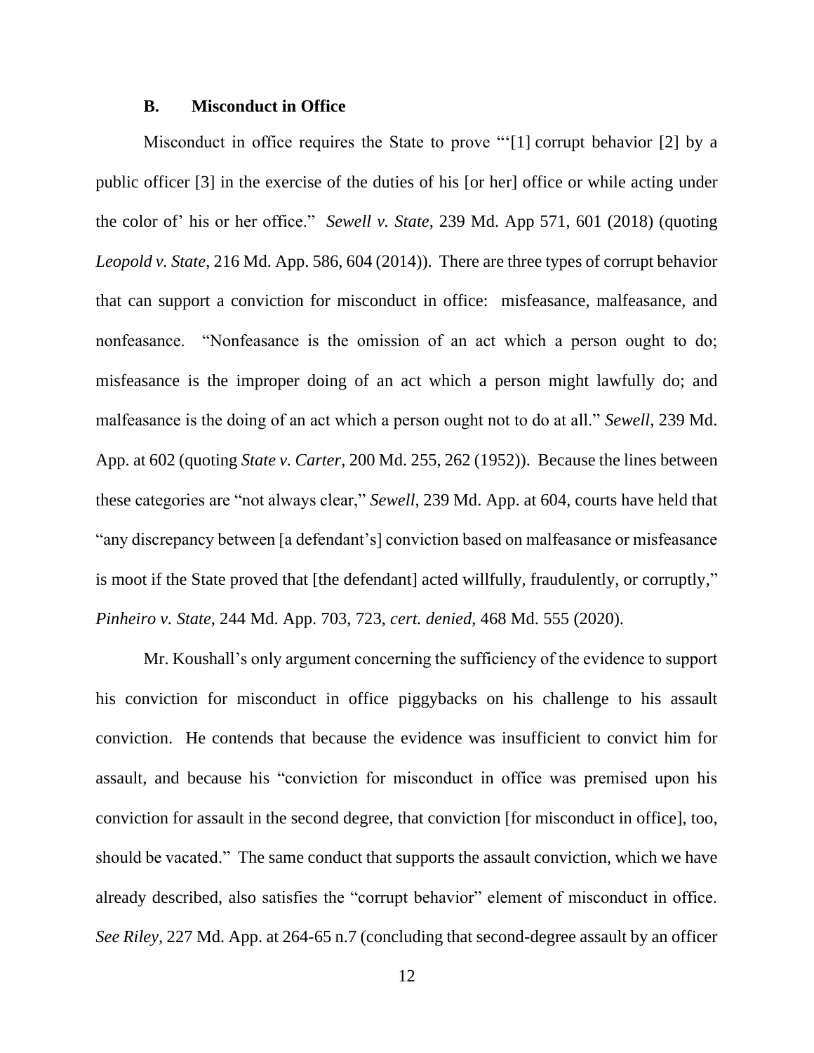### B. Misconduct in Office

Misconduct in office requires the State to prove "'[1] corrupt behavior [2] by a public officer [3] in the exercise of the duties of his [or her] office or while acting under the color of' his or her office." *Sewell v. State*, 239 Md. App 571, 601 (2018) (quoting *Leopold v. State*, 216 Md. App. 586, 604 (2014)). There are three types of corrupt behavior that can support a conviction for misconduct in office: misfeasance, malfeasance, and nonfeasance. "Nonfeasance is the omission of an act which a person ought to do; misfeasance is the improper doing of an act which a person might lawfully do; and malfeasance is the doing of an act which a person ought not to do at all." *Sewell*, 239 Md. App. at 602 (quoting *State v. Carter*, 200 Md. 255, 262 (1952)). Because the lines between these categories are "not always clear," *Sewell*, 239 Md. App. at 604, courts have held that "any discrepancy between [a defendant's] conviction based on malfeasance or misfeasance is moot if the State proved that [the defendant] acted willfully, fraudulently, or corruptly," *Pinheiro v. State*, 244 Md. App. 703, 723, *cert. denied*, 468 Md. 555 (2020).

Mr. Koushall's only argument concerning the sufficiency of the evidence to support his conviction for misconduct in office piggybacks on his challenge to his assault conviction. He contends that because the evidence was insufficient to convict him for assault, and because his "conviction for misconduct in office was premised upon his conviction for assault in the second degree, that conviction [for misconduct in office], too, should be vacated." The same conduct that supports the assault conviction, which we have already described, also satisfies the "corrupt behavior" element of misconduct in office. *See Riley*, 227 Md. App. at 264-65 n.7 (concluding that second-degree assault by an officer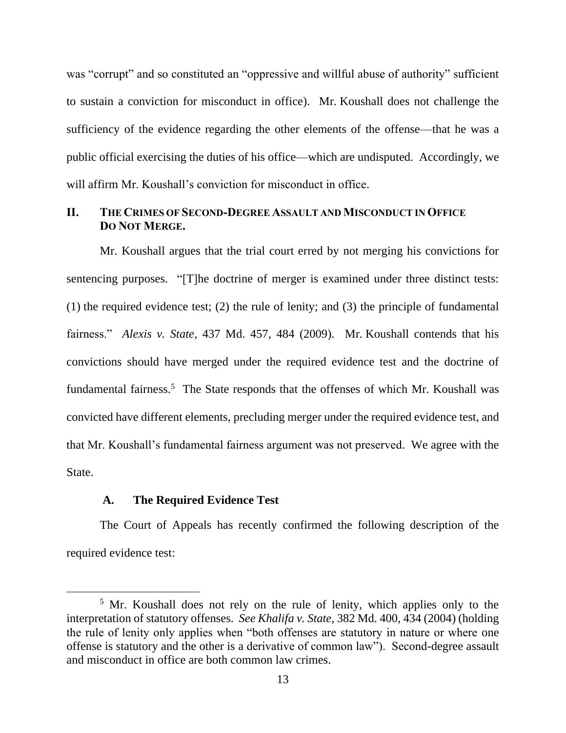was "corrupt" and so constituted an "oppressive and willful abuse of authority" sufficient to sustain a conviction for misconduct in office). Mr. Koushall does not challenge the sufficiency of the evidence regarding the other elements of the offense—that he was a public official exercising the duties of his office—which are undisputed. Accordingly, we will affirm Mr. Koushall's conviction for misconduct in office.

## II. THE CRIMES OF SECOND-DEGREE ASSAULT AND MISCONDUCT IN OFFICE DO NOT MERGE.

Mr. Koushall argues that the trial court erred by not merging his convictions for sentencing purposes. "[T]he doctrine of merger is examined under three distinct tests: (1) the required evidence test; (2) the rule of lenity; and (3) the principle of fundamental fairness." *Alexis v. State*, 437 Md. 457, 484 (2009). Mr. Koushall contends that his convictions should have merged under the required evidence test and the doctrine of fundamental fairness.[5] The State responds that the offenses of which Mr. Koushall was convicted have different elements, precluding merger under the required evidence test, and that Mr. Koushall's fundamental fairness argument was not preserved. We agree with the State.

### A. The Required Evidence Test

The Court of Appeals has recently confirmed the following description of the required evidence test:

---

[5] Mr. Koushall does not rely on the rule of lenity, which applies only to the interpretation of statutory offenses. *See Khalifa v. State*, 382 Md. 400, 434 (2004) (holding the rule of lenity only applies when "both offenses are statutory in nature or where one offense is statutory and the other is a derivative of common law"). Second-degree assault and misconduct in office are both common law crimes.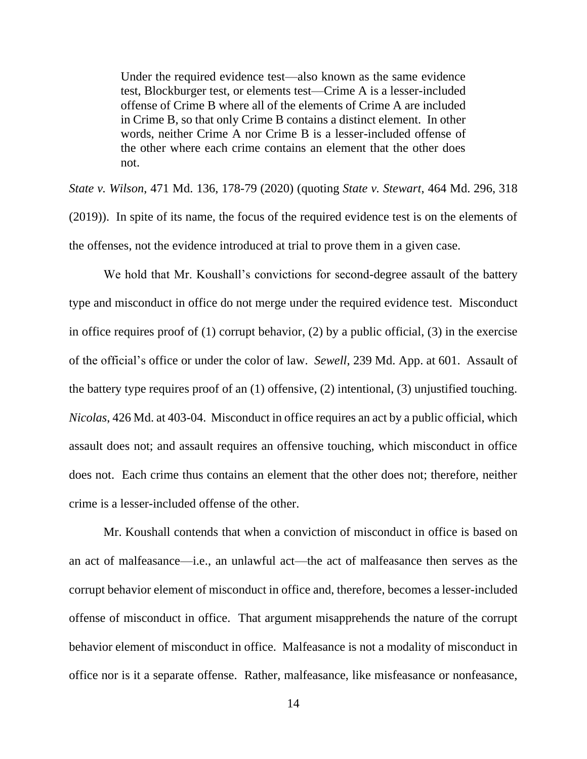> Under the required evidence test—also known as the same evidence test, Blockburger test, or elements test—Crime A is a lesser-included offense of Crime B where all of the elements of Crime A are included in Crime B, so that only Crime B contains a distinct element. In other words, neither Crime A nor Crime B is a lesser-included offense of the other where each crime contains an element that the other does not.

*State v. Wilson*, 471 Md. 136, 178-79 (2020) (quoting *State v. Stewart*, 464 Md. 296, 318 (2019)). In spite of its name, the focus of the required evidence test is on the elements of the offenses, not the evidence introduced at trial to prove them in a given case.

We hold that Mr. Koushall's convictions for second-degree assault of the battery type and misconduct in office do not merge under the required evidence test. Misconduct in office requires proof of (1) corrupt behavior, (2) by a public official, (3) in the exercise of the official's office or under the color of law. *Sewell*, 239 Md. App. at 601. Assault of the battery type requires proof of an (1) offensive, (2) intentional, (3) unjustified touching. *Nicolas*, 426 Md. at 403-04. Misconduct in office requires an act by a public official, which assault does not; and assault requires an offensive touching, which misconduct in office does not. Each crime thus contains an element that the other does not; therefore, neither crime is a lesser-included offense of the other.

Mr. Koushall contends that when a conviction of misconduct in office is based on an act of malfeasance—i.e., an unlawful act—the act of malfeasance then serves as the corrupt behavior element of misconduct in office and, therefore, becomes a lesser-included offense of misconduct in office. That argument misapprehends the nature of the corrupt behavior element of misconduct in office. Malfeasance is not a modality of misconduct in office nor is it a separate offense. Rather, malfeasance, like misfeasance or nonfeasance,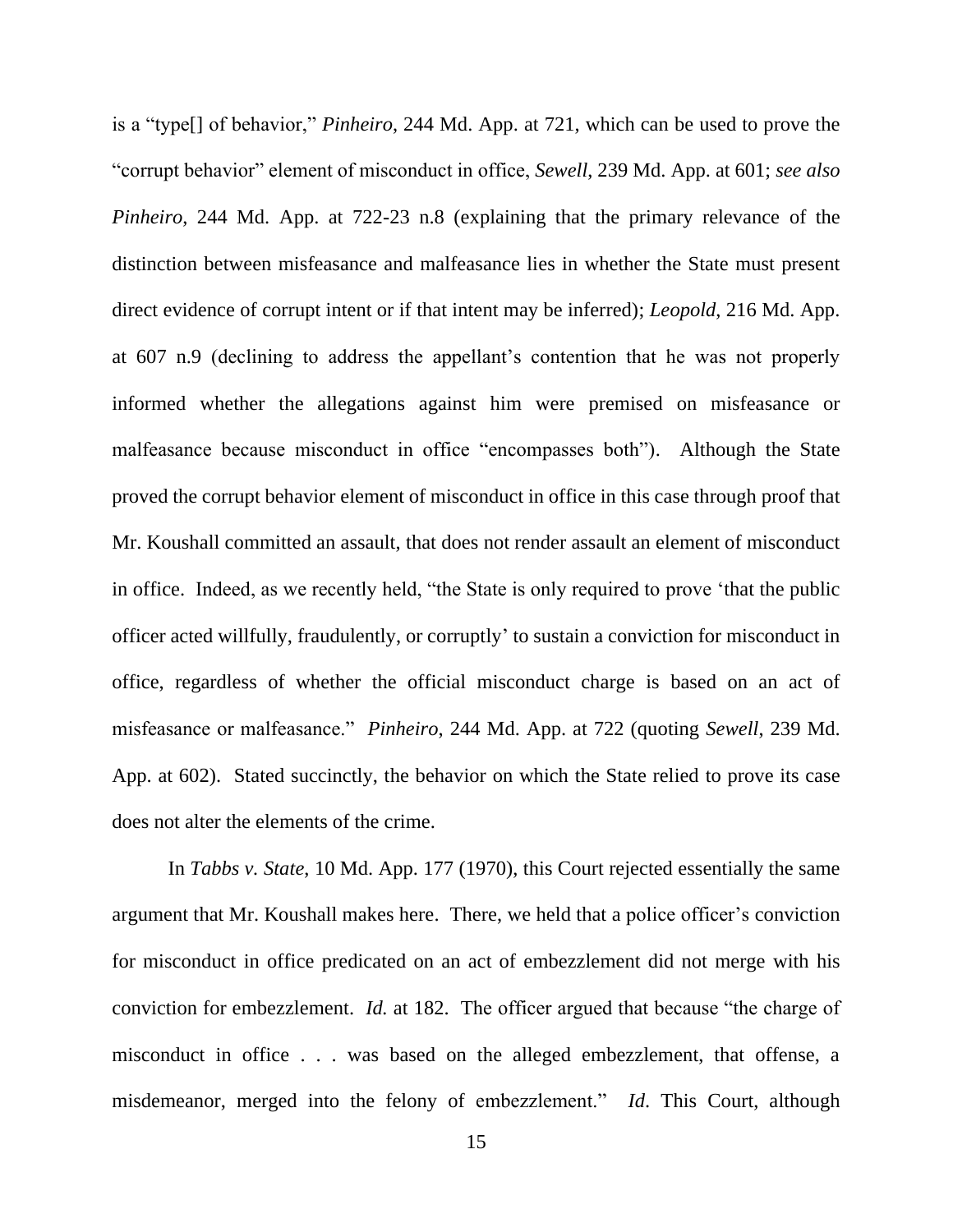is a "type[] of behavior," *Pinheiro*, 244 Md. App. at 721, which can be used to prove the "corrupt behavior" element of misconduct in office, *Sewell*, 239 Md. App. at 601; *see also Pinheiro*, 244 Md. App. at 722-23 n.8 (explaining that the primary relevance of the distinction between misfeasance and malfeasance lies in whether the State must present direct evidence of corrupt intent or if that intent may be inferred); *Leopold*, 216 Md. App. at 607 n.9 (declining to address the appellant's contention that he was not properly informed whether the allegations against him were premised on misfeasance or malfeasance because misconduct in office "encompasses both"). Although the State proved the corrupt behavior element of misconduct in office in this case through proof that Mr. Koushall committed an assault, that does not render assault an element of misconduct in office. Indeed, as we recently held, "the State is only required to prove 'that the public officer acted willfully, fraudulently, or corruptly' to sustain a conviction for misconduct in office, regardless of whether the official misconduct charge is based on an act of misfeasance or malfeasance." *Pinheiro*, 244 Md. App. at 722 (quoting *Sewell*, 239 Md. App. at 602). Stated succinctly, the behavior on which the State relied to prove its case does not alter the elements of the crime.

In *Tabbs v. State*, 10 Md. App. 177 (1970), this Court rejected essentially the same argument that Mr. Koushall makes here. There, we held that a police officer's conviction for misconduct in office predicated on an act of embezzlement did not merge with his conviction for embezzlement. *Id.* at 182. The officer argued that because "the charge of misconduct in office . . . was based on the alleged embezzlement, that offense, a misdemeanor, merged into the felony of embezzlement." *Id*. This Court, although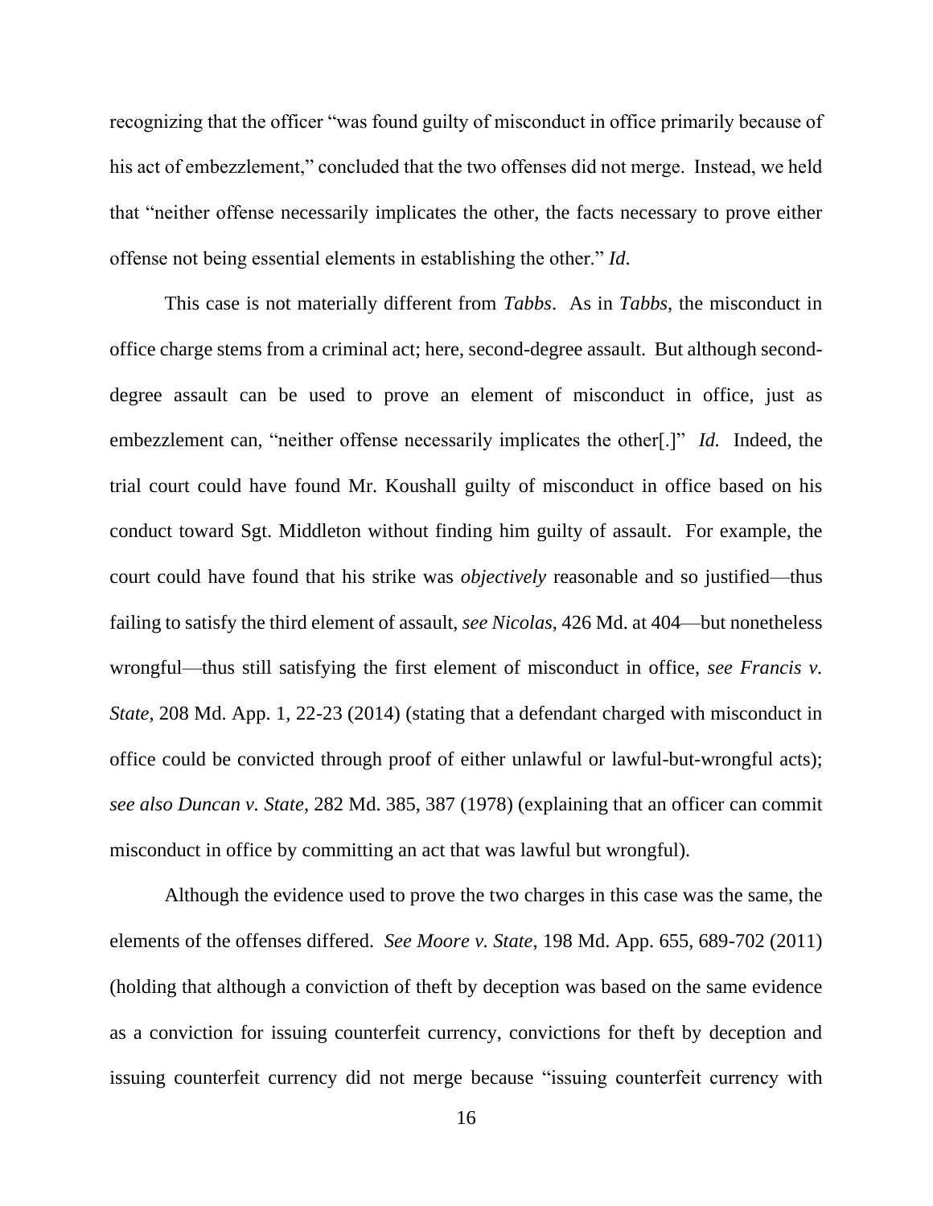recognizing that the officer "was found guilty of misconduct in office primarily because of his act of embezzlement," concluded that the two offenses did not merge. Instead, we held that "neither offense necessarily implicates the other, the facts necessary to prove either offense not being essential elements in establishing the other." *Id*.

This case is not materially different from *Tabbs*. As in *Tabbs*, the misconduct in office charge stems from a criminal act; here, second-degree assault. But although second-degree assault can be used to prove an element of misconduct in office, just as embezzlement can, "neither offense necessarily implicates the other[.]" *Id.* Indeed, the trial court could have found Mr. Koushall guilty of misconduct in office based on his conduct toward Sgt. Middleton without finding him guilty of assault. For example, the court could have found that his strike was *objectively* reasonable and so justified—thus failing to satisfy the third element of assault, *see Nicolas*, 426 Md. at 404—but nonetheless wrongful—thus still satisfying the first element of misconduct in office, *see Francis v. State*, 208 Md. App. 1, 22-23 (2014) (stating that a defendant charged with misconduct in office could be convicted through proof of either unlawful or lawful-but-wrongful acts); *see also Duncan v. State*, 282 Md. 385, 387 (1978) (explaining that an officer can commit misconduct in office by committing an act that was lawful but wrongful).

Although the evidence used to prove the two charges in this case was the same, the elements of the offenses differed. *See Moore v. State*, 198 Md. App. 655, 689-702 (2011) (holding that although a conviction of theft by deception was based on the same evidence as a conviction for issuing counterfeit currency, convictions for theft by deception and issuing counterfeit currency did not merge because "issuing counterfeit currency with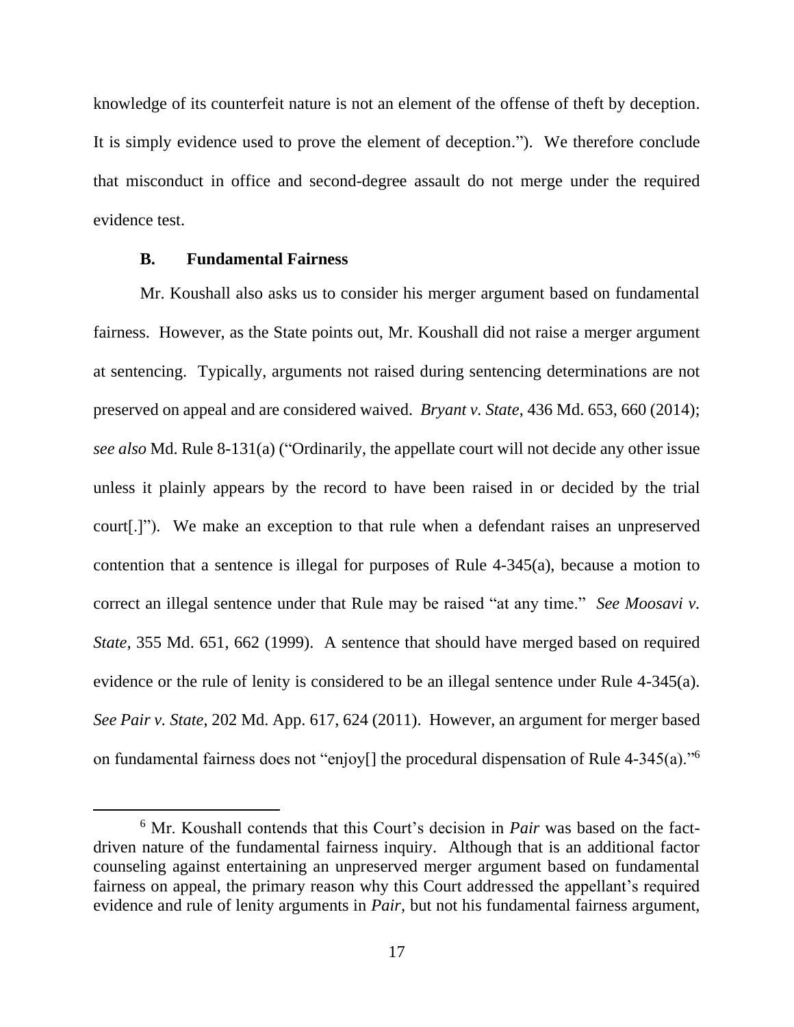knowledge of its counterfeit nature is not an element of the offense of theft by deception. It is simply evidence used to prove the element of deception."). We therefore conclude that misconduct in office and second-degree assault do not merge under the required evidence test.

### B. Fundamental Fairness

Mr. Koushall also asks us to consider his merger argument based on fundamental fairness. However, as the State points out, Mr. Koushall did not raise a merger argument at sentencing. Typically, arguments not raised during sentencing determinations are not preserved on appeal and are considered waived. *Bryant v. State*, 436 Md. 653, 660 (2014); *see also* Md. Rule 8-131(a) ("Ordinarily, the appellate court will not decide any other issue unless it plainly appears by the record to have been raised in or decided by the trial court[.]"). We make an exception to that rule when a defendant raises an unpreserved contention that a sentence is illegal for purposes of Rule 4-345(a), because a motion to correct an illegal sentence under that Rule may be raised "at any time." *See Moosavi v. State*, 355 Md. 651, 662 (1999). A sentence that should have merged based on required evidence or the rule of lenity is considered to be an illegal sentence under Rule 4-345(a). *See Pair v. State*, 202 Md. App. 617, 624 (2011). However, an argument for merger based on fundamental fairness does not "enjoy[] the procedural dispensation of Rule 4-345(a)."[6]

[6] Mr. Koushall contends that this Court's decision in *Pair* was based on the fact-driven nature of the fundamental fairness inquiry. Although that is an additional factor counseling against entertaining an unpreserved merger argument based on fundamental fairness on appeal, the primary reason why this Court addressed the appellant's required evidence and rule of lenity arguments in *Pair*, but not his fundamental fairness argument,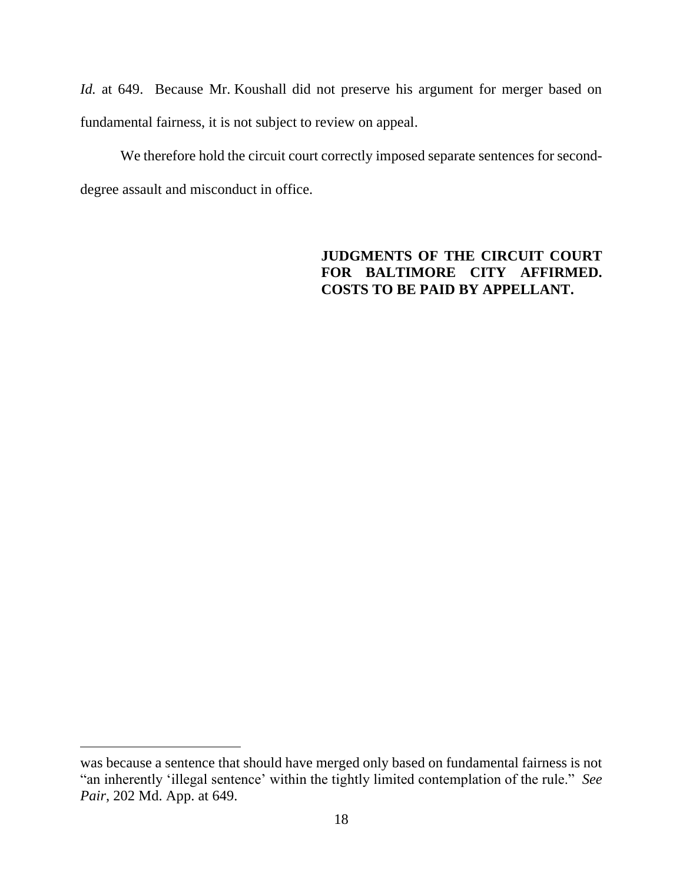*Id.* at 649. Because Mr. Koushall did not preserve his argument for merger based on fundamental fairness, it is not subject to review on appeal.

We therefore hold the circuit court correctly imposed separate sentences for second-degree assault and misconduct in office.

**JUDGMENTS OF THE CIRCUIT COURT FOR BALTIMORE CITY AFFIRMED. COSTS TO BE PAID BY APPELLANT.**

---

was because a sentence that should have merged only based on fundamental fairness is not "an inherently 'illegal sentence' within the tightly limited contemplation of the rule." *See Pair*, 202 Md. App. at 649.